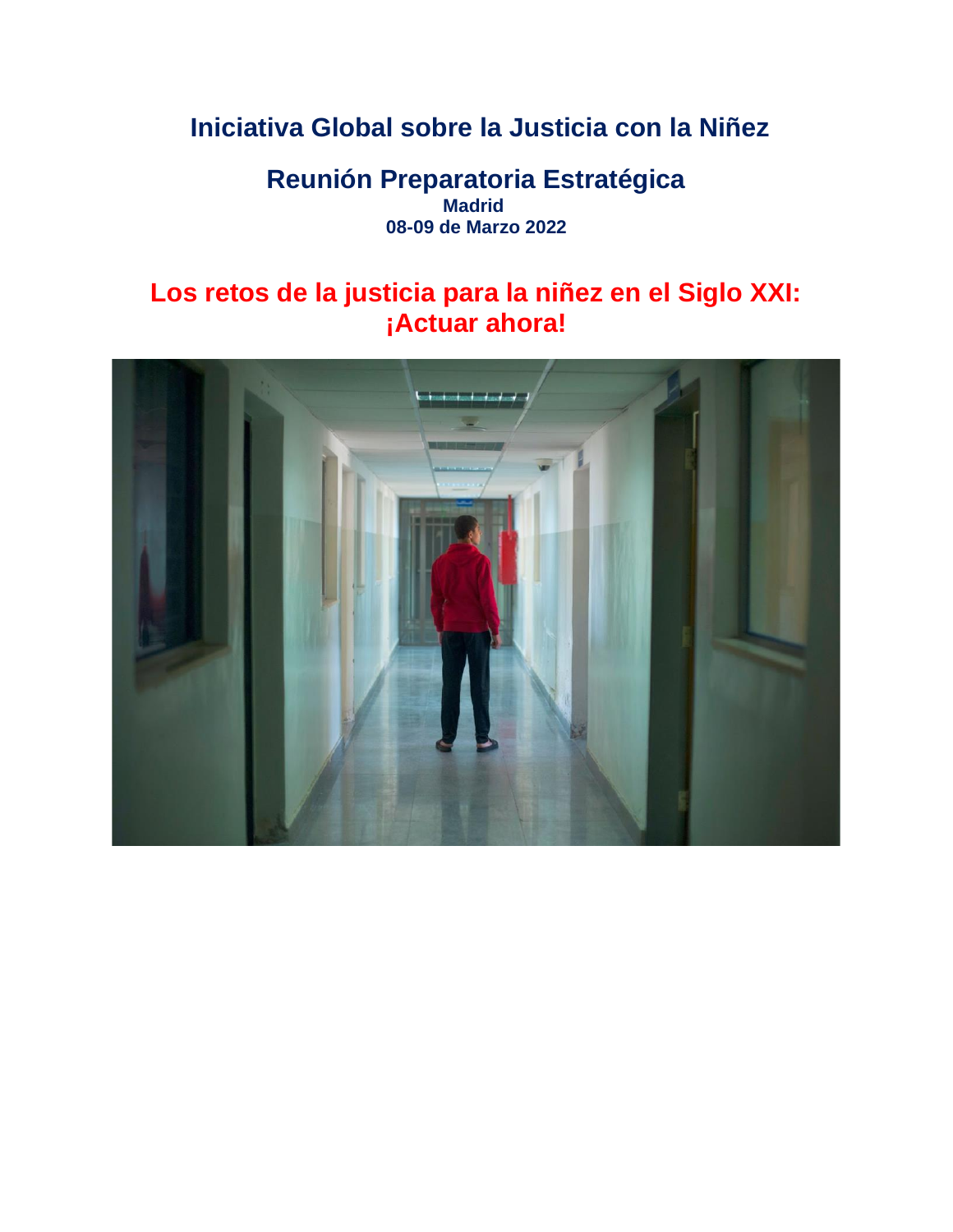# Iniciativa Global sobre la Justicia con la Niñez

## Reunión Preparatoria Estratégica

**Madrid**

**08-09 de Marzo 2022**

# Los retos de la justicia para la niñez en el Siglo XXI: ¡Actuar ahora!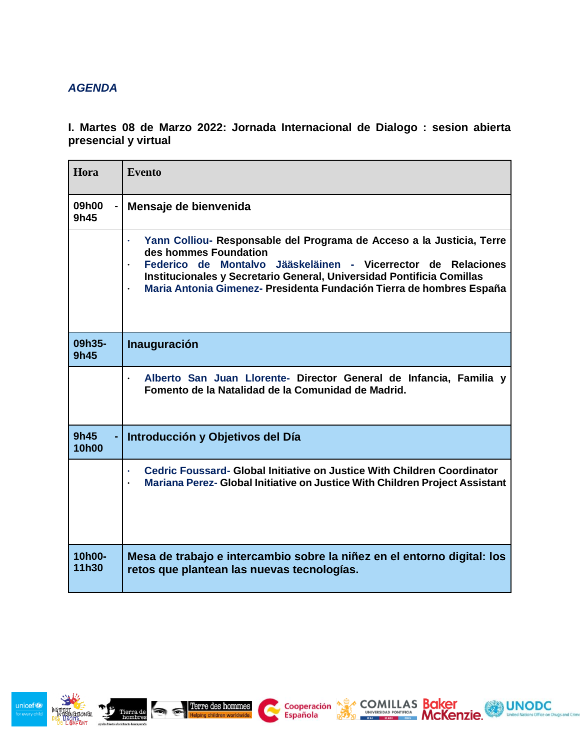*AGENDA*

**I. Martes 08 de Marzo 2022: Jornada Internacional de Dialogo : sesion abierta presencial y virtual**

| Hora | Evento |
|---|---|
| 09h00 - 9h45 | **Mensaje de bienvenida** |
| | · Yann Colliou- **Responsable del Programa de Acceso a la Justicia, Terre des hommes Foundation**<br>· Federico de Montalvo Jääskeläinen - **Vicerrector de Relaciones Institucionales y Secretario General, Universidad Pontificia Comillas**<br>· Maria Antonia Gimenez- **Presidenta Fundación Tierra de hombres España** |
| 09h35-9h45 | **Inauguración** |
| | · Alberto San Juan Llorente- **Director General de Infancia, Familia y Fomento de la Natalidad de la Comunidad de Madrid.** |
| 9h45 - 10h00 | **Introducción y Objetivos del Día** |
| | · Cedric Foussard- **Global Initiative on Justice With Children Coordinator**<br>· Mariana Perez- **Global Initiative on Justice With Children Project Assistant** |
| 10h00-11h30 | **Mesa de trabajo e intercambio sobre la niñez en el entorno digital: los retos que plantean las nuevas tecnologías.** |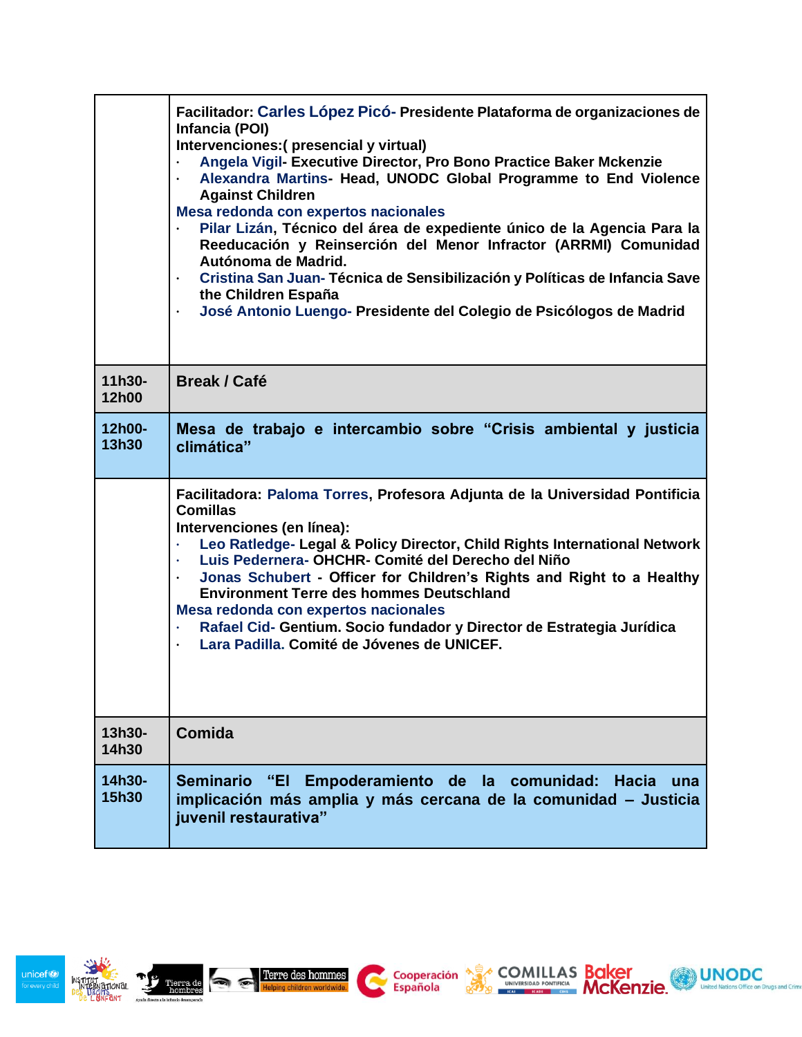| | |
|---|---|
| | **Facilitador: Carles López Picó- Presidente Plataforma de organizaciones de Infancia (POI)**<br>**Intervenciones:( presencial y virtual)**<br>· **Angela Vigil- Executive Director, Pro Bono Practice Baker Mckenzie**<br>· **Alexandra Martins- Head, UNODC Global Programme to End Violence Against Children**<br>**Mesa redonda con expertos nacionales**<br>· **Pilar Lizán, Técnico del área de expediente único de la Agencia Para la Reeducación y Reinserción del Menor Infractor (ARRMI) Comunidad Autónoma de Madrid.**<br>· **Cristina San Juan- Técnica de Sensibilización y Políticas de Infancia Save the Children España**<br>· **José Antonio Luengo- Presidente del Colegio de Psicólogos de Madrid** |
| **11h30-12h00** | **Break / Café** |
| **12h00-13h30** | **Mesa de trabajo e intercambio sobre "Crisis ambiental y justicia climática"** |
| | **Facilitadora: Paloma Torres, Profesora Adjunta de la Universidad Pontificia Comillas**<br>**Intervenciones (en línea):**<br>· **Leo Ratledge- Legal & Policy Director, Child Rights International Network**<br>· **Luis Pedernera- OHCHR- Comité del Derecho del Niño**<br>· **Jonas Schubert - Officer for Children's Rights and Right to a Healthy Environment Terre des hommes Deutschland**<br>**Mesa redonda con expertos nacionales**<br>· **Rafael Cid- Gentium. Socio fundador y Director de Estrategia Jurídica**<br>· **Lara Padilla. Comité de Jóvenes de UNICEF.** |
| **13h30-14h30** | **Comida** |
| **14h30-15h30** | **Seminario "El Empoderamiento de la comunidad: Hacia una implicación más amplia y más cercana de la comunidad – Justicia juvenil restaurativa"** |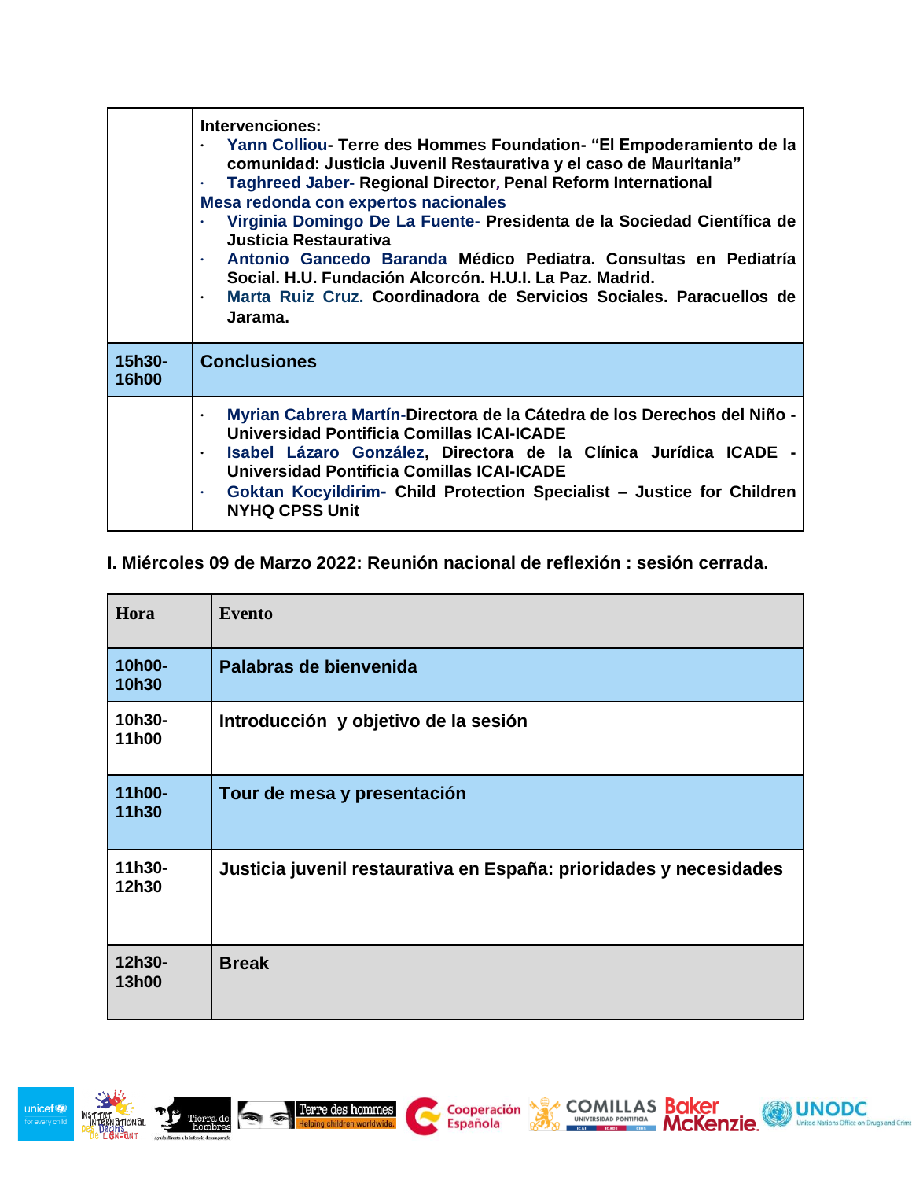| | |
|---|---|
| | **Intervenciones:**<br>· **Yann Colliou- Terre des Hommes Foundation- "El Empoderamiento de la comunidad: Justicia Juvenil Restaurativa y el caso de Mauritania"**<br>· **Taghreed Jaber- Regional Director, Penal Reform International**<br>**Mesa redonda con expertos nacionales**<br>· **Virginia Domingo De La Fuente- Presidenta de la Sociedad Científica de Justicia Restaurativa**<br>· **Antonio Gancedo Baranda Médico Pediatra. Consultas en Pediatría Social. H.U. Fundación Alcorcón. H.U.I. La Paz. Madrid.**<br>· **Marta Ruiz Cruz. Coordinadora de Servicios Sociales. Paracuellos de Jarama.** |
| **15h30-16h00** | **Conclusiones** |
| | · **Myrian Cabrera Martín-Directora de la Cátedra de los Derechos del Niño - Universidad Pontificia Comillas ICAI-ICADE**<br>· **Isabel Lázaro González, Directora de la Clínica Jurídica ICADE - Universidad Pontificia Comillas ICAI-ICADE**<br>· **Goktan Kocyildirim- Child Protection Specialist – Justice for Children NYHQ CPSS Unit** |

**I. Miércoles 09 de Marzo 2022: Reunión nacional de reflexión : sesión cerrada.**

| Hora | Evento |
|---|---|
| **10h00-10h30** | **Palabras de bienvenida** |
| **10h30-11h00** | **Introducción y objetivo de la sesión** |
| **11h00-11h30** | **Tour de mesa y presentación** |
| **11h30-12h30** | **Justicia juvenil restaurativa en España: prioridades y necesidades** |
| **12h30-13h00** | **Break** |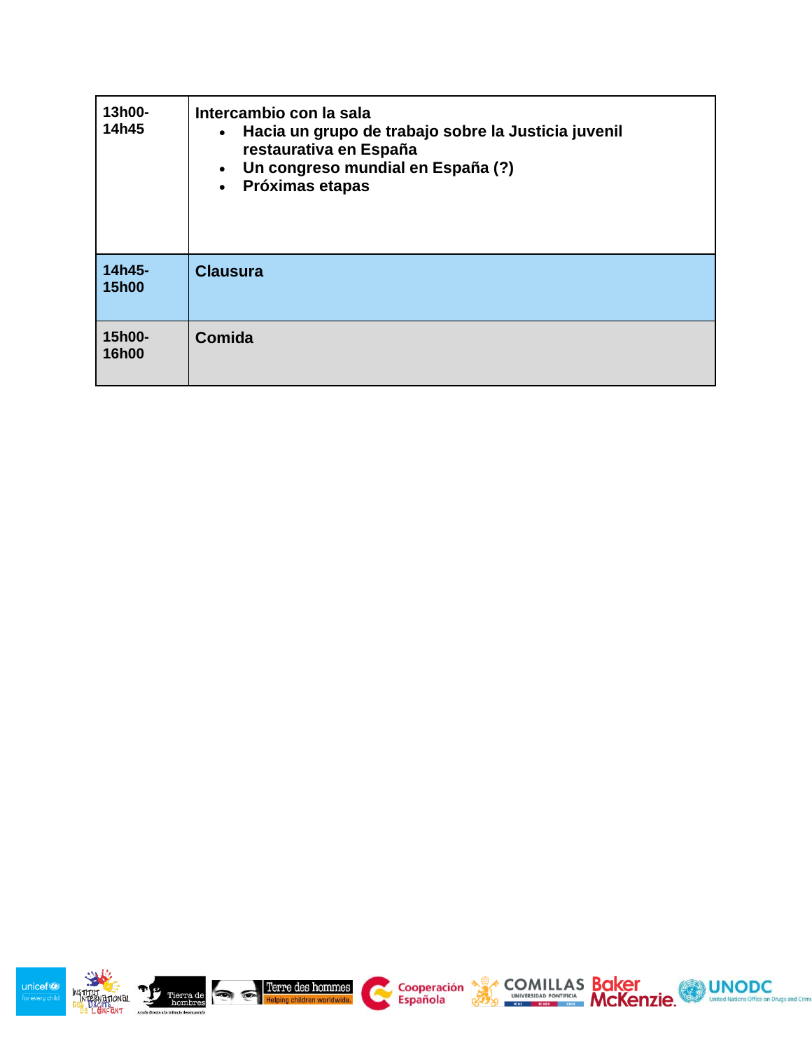| | |
|---|---|
| **13h00-14h45** | **Intercambio con la sala**<br>• **Hacia un grupo de trabajo sobre la Justicia juvenil restaurativa en España**<br>• **Un congreso mundial en España (?)**<br>• **Próximas etapas** |
| **14h45-15h00** | **Clausura** |
| **15h00-16h00** | **Comida** |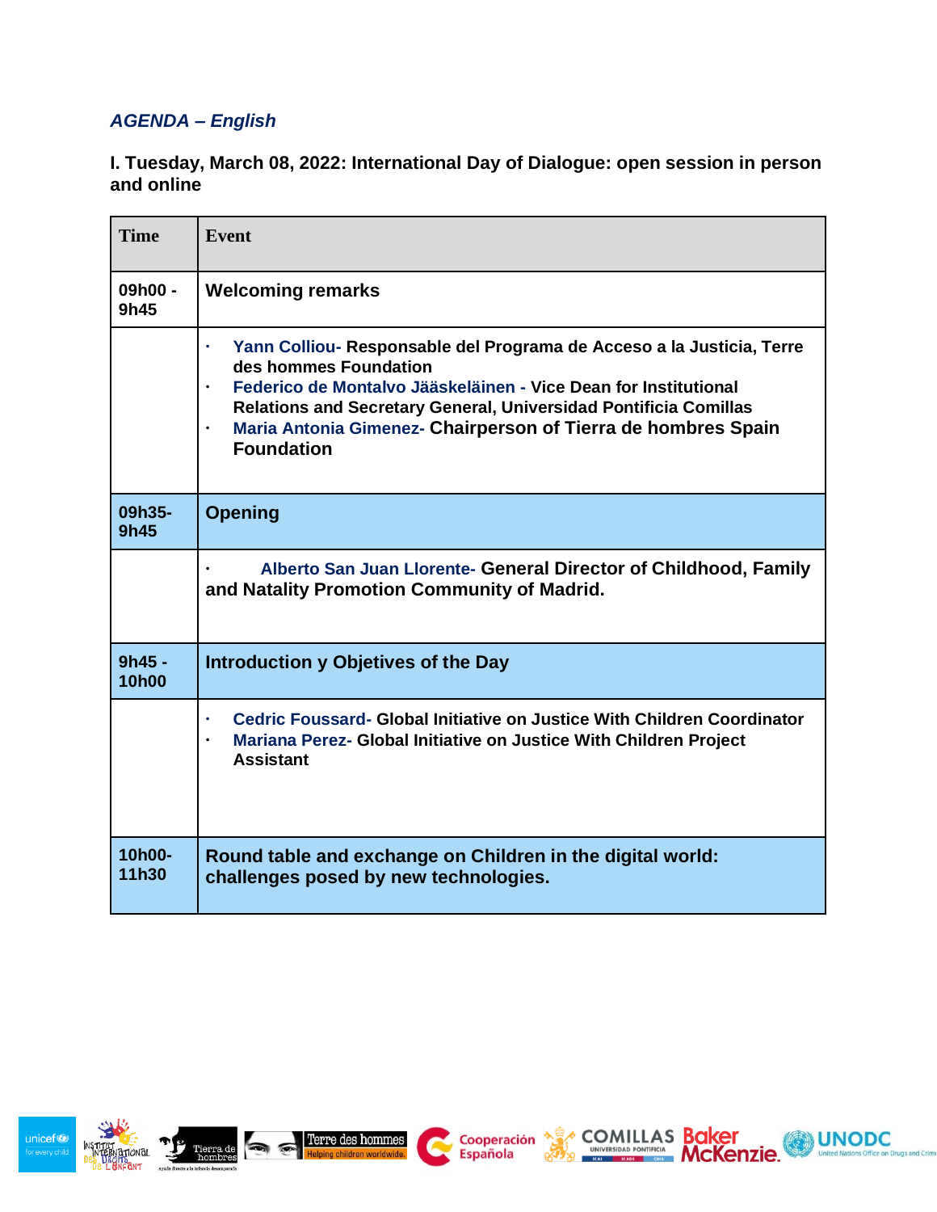*AGENDA – English*

**I. Tuesday, March 08, 2022: International Day of Dialogue: open session in person and online**

| Time | Event |
|---|---|
| 09h00 - 9h45 | **Welcoming remarks** |
| | • Yann Colliou- **Responsable del Programa de Acceso a la Justicia, Terre des hommes Foundation**<br>• Federico de Montalvo Jääskeläinen - **Vice Dean for Institutional Relations and Secretary General, Universidad Pontificia Comillas**<br>• Maria Antonia Gimenez- **Chairperson of Tierra de hombres Spain Foundation** |
| 09h35- 9h45 | **Opening** |
| | • Alberto San Juan Llorente- **General Director of Childhood, Family and Natality Promotion Community of Madrid.** |
| 9h45 - 10h00 | **Introduction y Objetives of the Day** |
| | • Cedric Foussard- **Global Initiative on Justice With Children Coordinator**<br>• Mariana Perez- **Global Initiative on Justice With Children Project Assistant** |
| 10h00- 11h30 | **Round table and exchange on Children in the digital world: challenges posed by new technologies.** |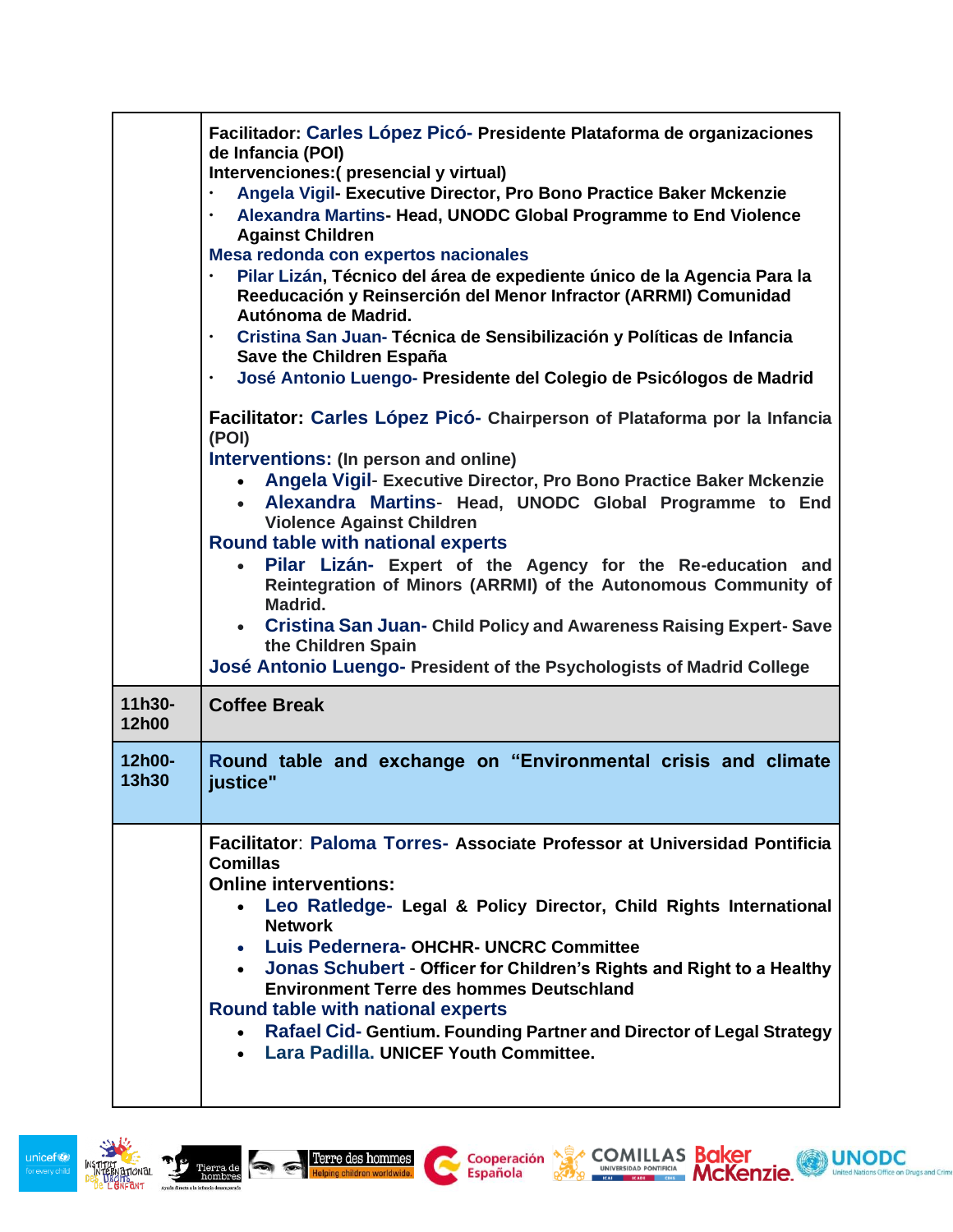| | |
|---|---|
| | **Facilitador: Carles López Picó- Presidente Plataforma de organizaciones de Infancia (POI)**<br>**Intervenciones:( presencial y virtual)**<br>· **Angela Vigil- Executive Director, Pro Bono Practice Baker Mckenzie**<br>· **Alexandra Martins- Head, UNODC Global Programme to End Violence Against Children**<br>**Mesa redonda con expertos nacionales**<br>· **Pilar Lizán, Técnico del área de expediente único de la Agencia Para la Reeducación y Reinserción del Menor Infractor (ARRMI) Comunidad Autónoma de Madrid.**<br>· **Cristina San Juan- Técnica de Sensibilización y Políticas de Infancia Save the Children España**<br>· **José Antonio Luengo- Presidente del Colegio de Psicólogos de Madrid**<br><br>**Facilitator: Carles López Picó- Chairperson of Plataforma por la Infancia (POI)**<br>**Interventions: (In person and online)**<br>• **Angela Vigil- Executive Director, Pro Bono Practice Baker Mckenzie**<br>• **Alexandra Martins- Head, UNODC Global Programme to End Violence Against Children**<br>**Round table with national experts**<br>• **Pilar Lizán- Expert of the Agency for the Re-education and Reintegration of Minors (ARRMI) of the Autonomous Community of Madrid.**<br>• **Cristina San Juan- Child Policy and Awareness Raising Expert- Save the Children Spain**<br>**José Antonio Luengo- President of the Psychologists of Madrid College** |
| **11h30-12h00** | **Coffee Break** |
| **12h00-13h30** | **Round table and exchange on "Environmental crisis and climate justice"** |
| | **Facilitator: Paloma Torres- Associate Professor at Universidad Pontificia Comillas**<br>**Online interventions:**<br>• **Leo Ratledge- Legal & Policy Director, Child Rights International Network**<br>• **Luis Pedernera- OHCHR- UNCRC Committee**<br>• **Jonas Schubert - Officer for Children's Rights and Right to a Healthy Environment Terre des hommes Deutschland**<br>**Round table with national experts**<br>• **Rafael Cid- Gentium. Founding Partner and Director of Legal Strategy**<br>• **Lara Padilla. UNICEF Youth Committee.** |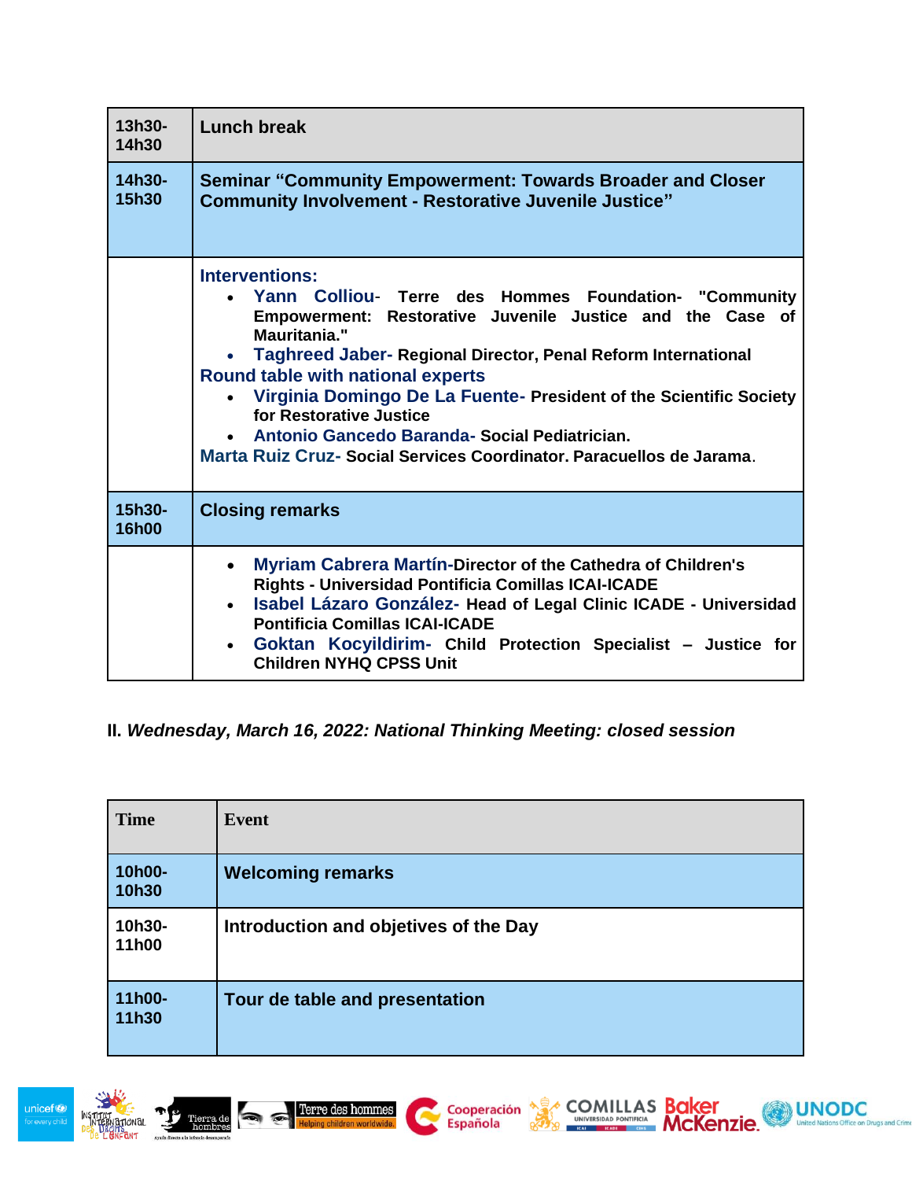| | |
|---|---|
| 13h30-14h30 | **Lunch break** |
| 14h30-15h30 | **Seminar "Community Empowerment: Towards Broader and Closer Community Involvement - Restorative Juvenile Justice"** |
| | **Interventions:**<br>• **Yann Colliou- Terre des Hommes Foundation- "Community Empowerment: Restorative Juvenile Justice and the Case of Mauritania."**<br>• **Taghreed Jaber- Regional Director, Penal Reform International**<br>**Round table with national experts**<br>• **Virginia Domingo De La Fuente- President of the Scientific Society for Restorative Justice**<br>• **Antonio Gancedo Baranda- Social Pediatrician.**<br>**Marta Ruiz Cruz- Social Services Coordinator. Paracuellos de Jarama.** |
| 15h30-16h00 | **Closing remarks** |
| | • **Myriam Cabrera Martín-Director of the Cathedra of Children's Rights - Universidad Pontificia Comillas ICAI-ICADE**<br>• **Isabel Lázaro González- Head of Legal Clinic ICADE - Universidad Pontificia Comillas ICAI-ICADE**<br>• **Goktan Kocyildirim- Child Protection Specialist – Justice for Children NYHQ CPSS Unit** |

**II. *Wednesday, March 16, 2022: National Thinking Meeting: closed session***

| Time | Event |
|---|---|
| 10h00-10h30 | **Welcoming remarks** |
| 10h30-11h00 | **Introduction and objetives of the Day** |
| 11h00-11h30 | **Tour de table and presentation** |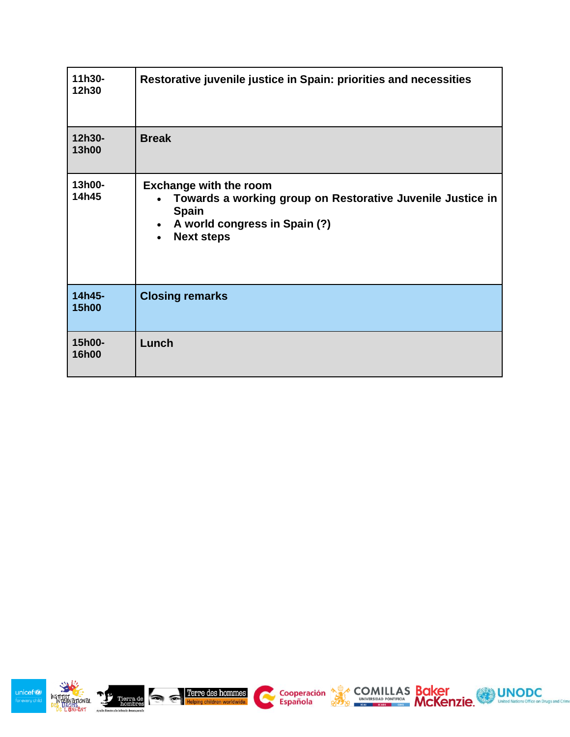| | |
|---|---|
| **11h30-12h30** | **Restorative juvenile justice in Spain: priorities and necessities** |
| **12h30-13h00** | **Break** |
| **13h00-14h45** | **Exchange with the room**<br>• **Towards a working group on Restorative Juvenile Justice in Spain**<br>• **A world congress in Spain (?)**<br>• **Next steps** |
| **14h45-15h00** | **Closing remarks** |
| **15h00-16h00** | **Lunch** |